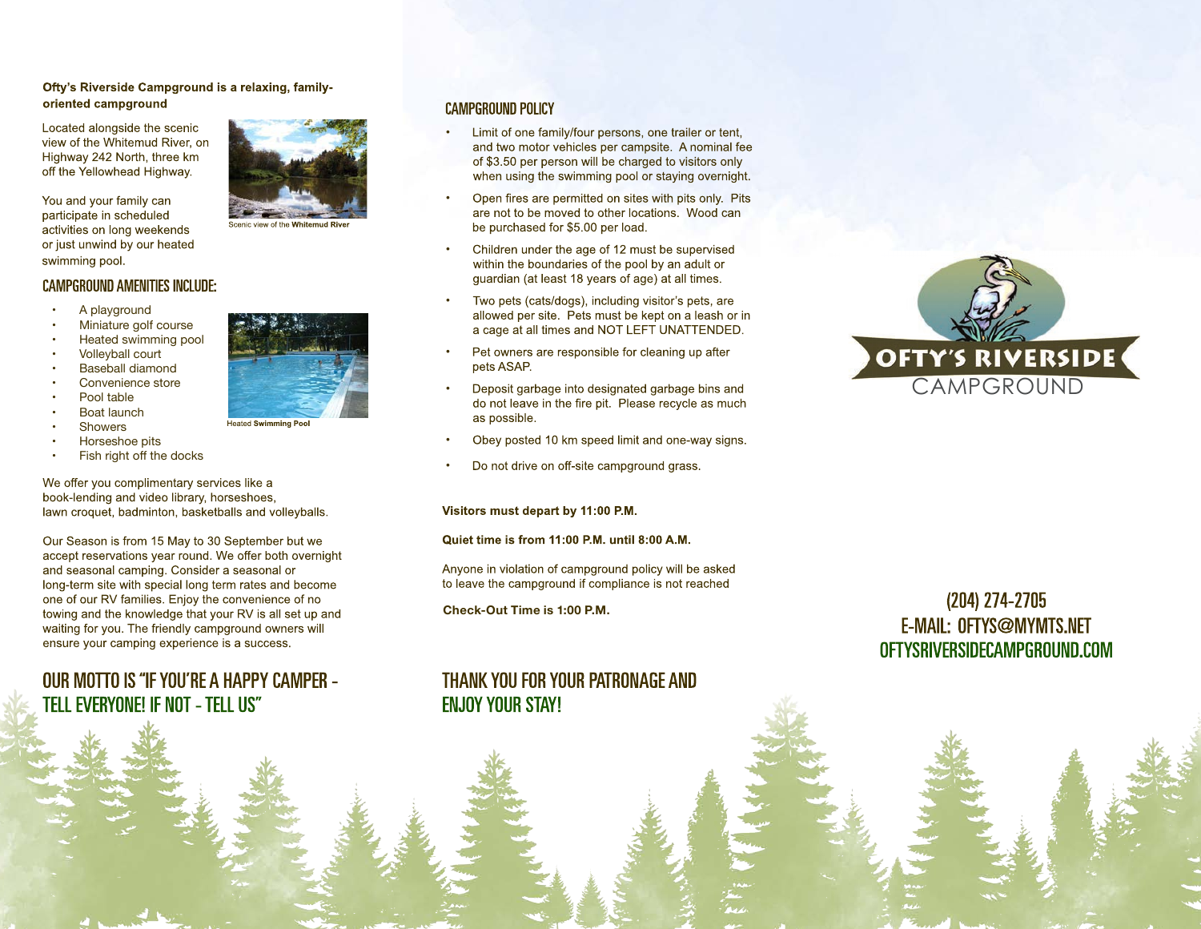**Ofty's Riverside Campground is a relaxing, family-oriented campground**

Located alongside the scenic view of the Whitemud River, on Highway 242 North, three km off the Yellowhead Highway.

Scenic view of the **Whitemud River**

You and your family can participate in scheduled activities on long weekends or just unwind by our heated swimming pool.

## CAMPGROUND AMENITIES INCLUDE:

- A playground
- Miniature golf course
- Heated swimming pool
- Volleyball court
- Baseball diamond
- Convenience store
- Pool table
- Boat launch
- Showers
- Horseshoe pits
- Fish right off the docks

Heated **Swimming Pool**

We offer you complimentary services like a book-lending and video library, horseshoes, lawn croquet, badminton, basketballs and volleyballs.

Our Season is from 15 May to 30 September but we accept reservations year round. We offer both overnight and seasonal camping. Consider a seasonal or long-term site with special long term rates and become one of our RV families. Enjoy the convenience of no towing and the knowledge that your RV is all set up and waiting for you. The friendly campground owners will ensure your camping experience is a success.

## OUR MOTTO IS "IF YOU'RE A HAPPY CAMPER - TELL EVERYONE! IF NOT - TELL US"

## CAMPGROUND POLICY

- Limit of one family/four persons, one trailer or tent, and two motor vehicles per campsite. A nominal fee of $3.50 per person will be charged to visitors only when using the swimming pool or staying overnight.
- Open fires are permitted on sites with pits only. Pits are not to be moved to other locations. Wood can be purchased for $5.00 per load.
- Children under the age of 12 must be supervised within the boundaries of the pool by an adult or guardian (at least 18 years of age) at all times.
- Two pets (cats/dogs), including visitor's pets, are allowed per site. Pets must be kept on a leash or in a cage at all times and NOT LEFT UNATTENDED.
- Pet owners are responsible for cleaning up after pets ASAP.
- Deposit garbage into designated garbage bins and do not leave in the fire pit. Please recycle as much as possible.
- Obey posted 10 km speed limit and one-way signs.
- Do not drive on off-site campground grass.

**Visitors must depart by 11:00 P.M.**

**Quiet time is from 11:00 P.M. until 8:00 A.M.**

Anyone in violation of campground policy will be asked to leave the campground if compliance is not reached

**Check-Out Time is 1:00 P.M.**

## THANK YOU FOR YOUR PATRONAGE AND ENJOY YOUR STAY!

OFTY'S RIVERSIDE
CAMPGROUND

(204) 274-2705
E-MAIL: OFTYS@MYMTS.NET
OFTYSRIVERSIDECAMPGROUND.COM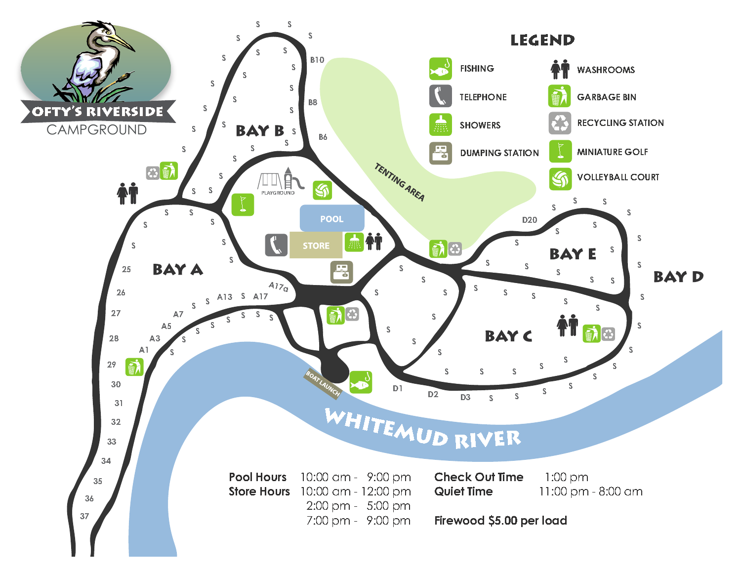# OFTY'S RIVERSIDE CAMPGROUND

## LEGEND

- FISHING
- TELEPHONE
- SHOWERS
- DUMPING STATION
- WASHROOMS
- GARBAGE BIN
- RECYCLING STATION
- MINIATURE GOLF
- VOLLEYBALL COURT

BAY A

BAY B

BAY C

BAY D

BAY E

TENTING AREA

PLAYGROUND

POOL

STORE

BOAT LAUNCH

WHITEMUD RIVER

B10 B8 B6

A1 A3 A5 A7 A13 A17 A17a

25 26 27 28 29 30 31 32 33 34 35 36 37

D1 D2 D3 D20

| | | | |
|---|---|---|---|
| **Pool Hours** | 10:00 am - 9:00 pm | **Check Out Time** | 1:00 pm |
| **Store Hours** | 10:00 am - 12:00 pm | **Quiet Time** | 11:00 pm - 8:00 am |
| | 2:00 pm - 5:00 pm | | |
| | 7:00 pm - 9:00 pm | **Firewood $5.00 per load** | |